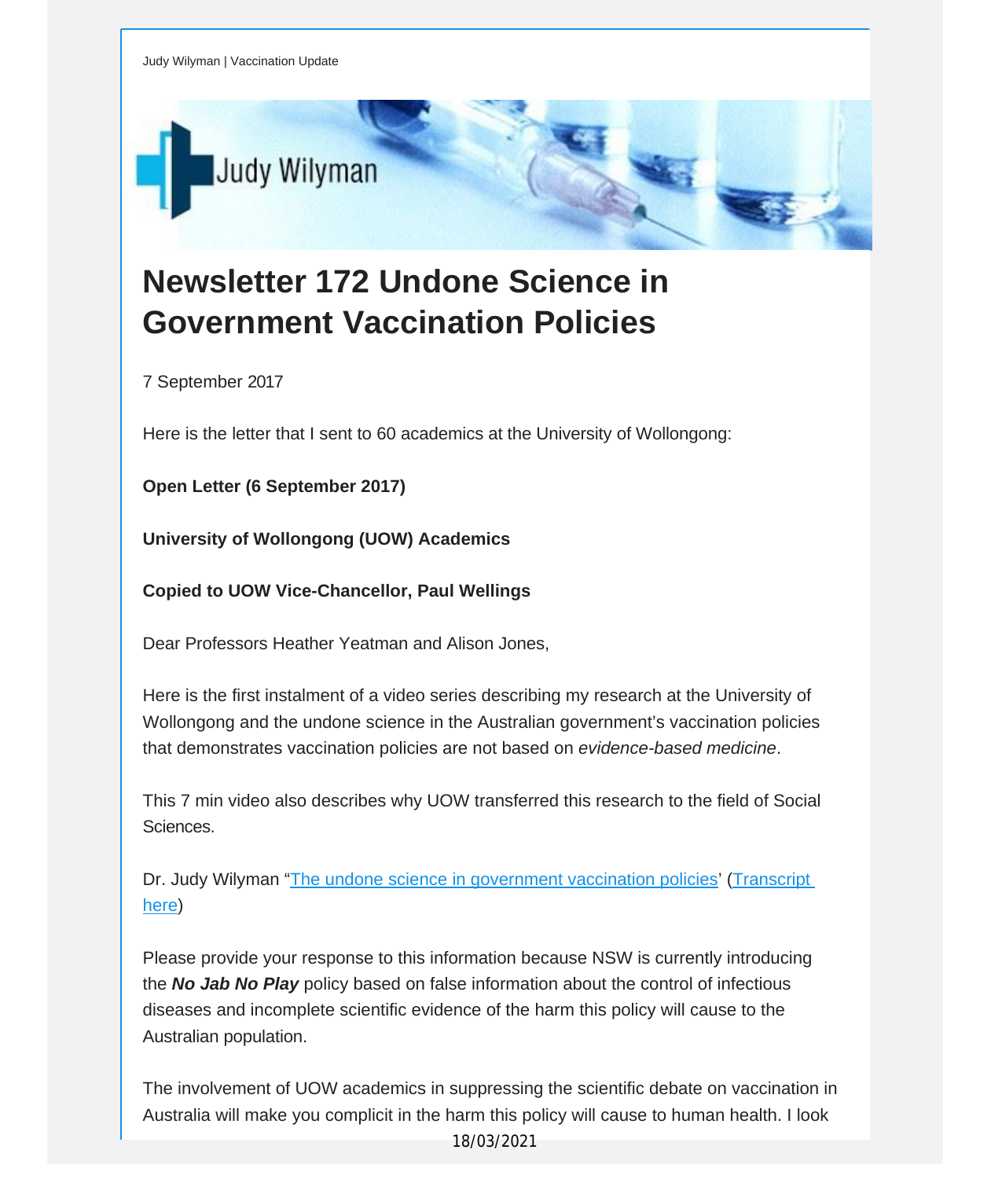Judy Wilyman | Vaccination Update

# Newsletter 172 Undone Science in Government Vaccination Policies

7 September 2017

Here is the letter that I sent to 60 academics at the University of Wollongong:

**Open Letter (6 September 2017)**

**University of Wollongong (UOW) Academics**

**Copied to UOW Vice-Chancellor, Paul Wellings**

Dear Professors Heather Yeatman and Alison Jones,

Here is the first instalment of a video series describing my research at the University of Wollongong and the undone science in the Australian government's vaccination policies that demonstrates vaccination policies are not based on *evidence-based medicine*.

This 7 min video also describes why UOW transferred this research to the field of Social Sciences.

Dr. Judy Wilyman "The undone science in government vaccination policies' (Transcript here)

Please provide your response to this information because NSW is currently introducing the ***No Jab No Play*** policy based on false information about the control of infectious diseases and incomplete scientific evidence of the harm this policy will cause to the Australian population.

The involvement of UOW academics in suppressing the scientific debate on vaccination in Australia will make you complicit in the harm this policy will cause to human health. I look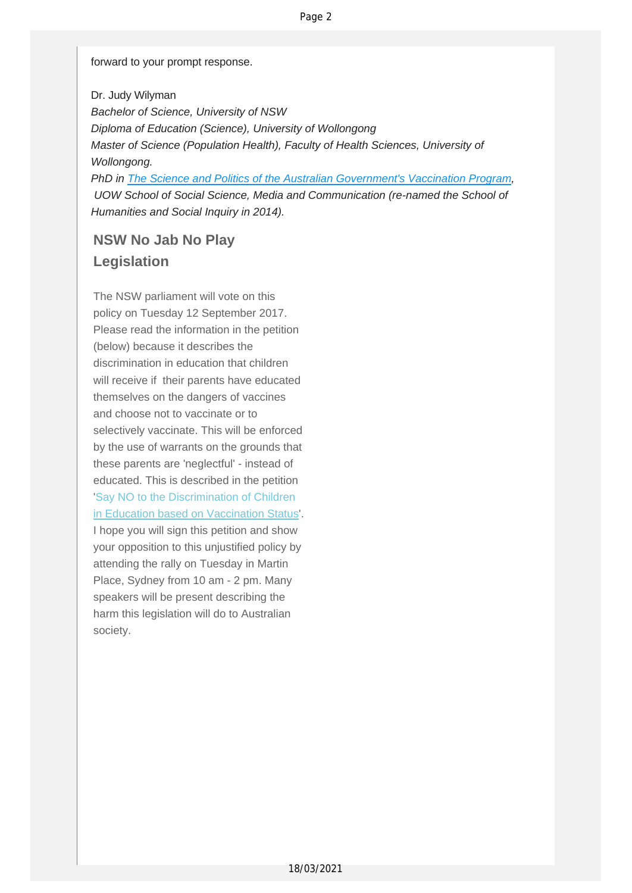forward to your prompt response.

Dr. Judy Wilyman
*Bachelor of Science, University of NSW*
*Diploma of Education (Science), University of Wollongong*
*Master of Science (Population Health), Faculty of Health Sciences, University of Wollongong.*
*PhD in The Science and Politics of the Australian Government's Vaccination Program, UOW School of Social Science, Media and Communication (re-named the School of Humanities and Social Inquiry in 2014).*

## NSW No Jab No Play Legislation

The NSW parliament will vote on this policy on Tuesday 12 September 2017. Please read the information in the petition (below) because it describes the discrimination in education that children will receive if their parents have educated themselves on the dangers of vaccines and choose not to vaccinate or to selectively vaccinate. This will be enforced by the use of warrants on the grounds that these parents are 'neglectful' - instead of educated. This is described in the petition 'Say NO to the Discrimination of Children in Education based on Vaccination Status'. I hope you will sign this petition and show your opposition to this unjustified policy by attending the rally on Tuesday in Martin Place, Sydney from 10 am - 2 pm. Many speakers will be present describing the harm this legislation will do to Australian society.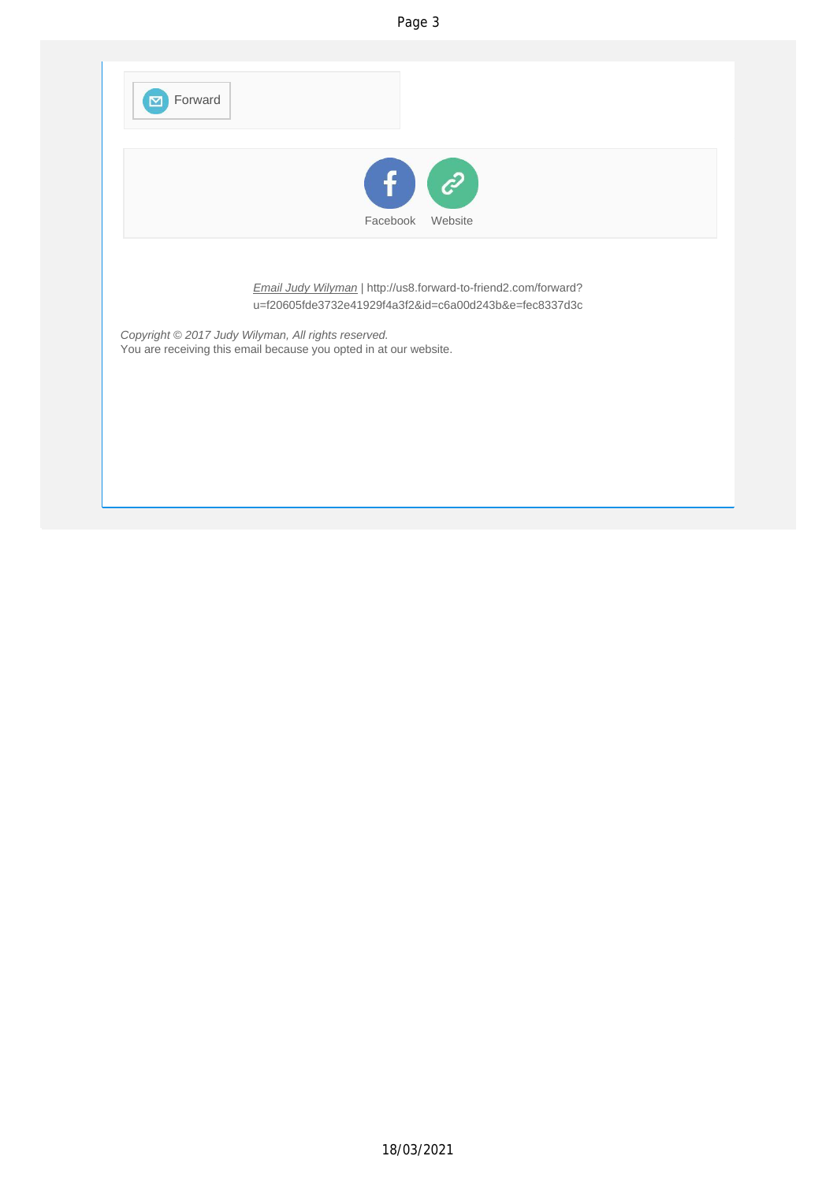Forward

Facebook Website

*Email Judy Wilyman* | http://us8.forward-to-friend2.com/forward?u=f20605fde3732e41929f4a3f2&id=c6a00d243b&e=fec8337d3c

*Copyright © 2017 Judy Wilyman, All rights reserved.*
You are receiving this email because you opted in at our website.